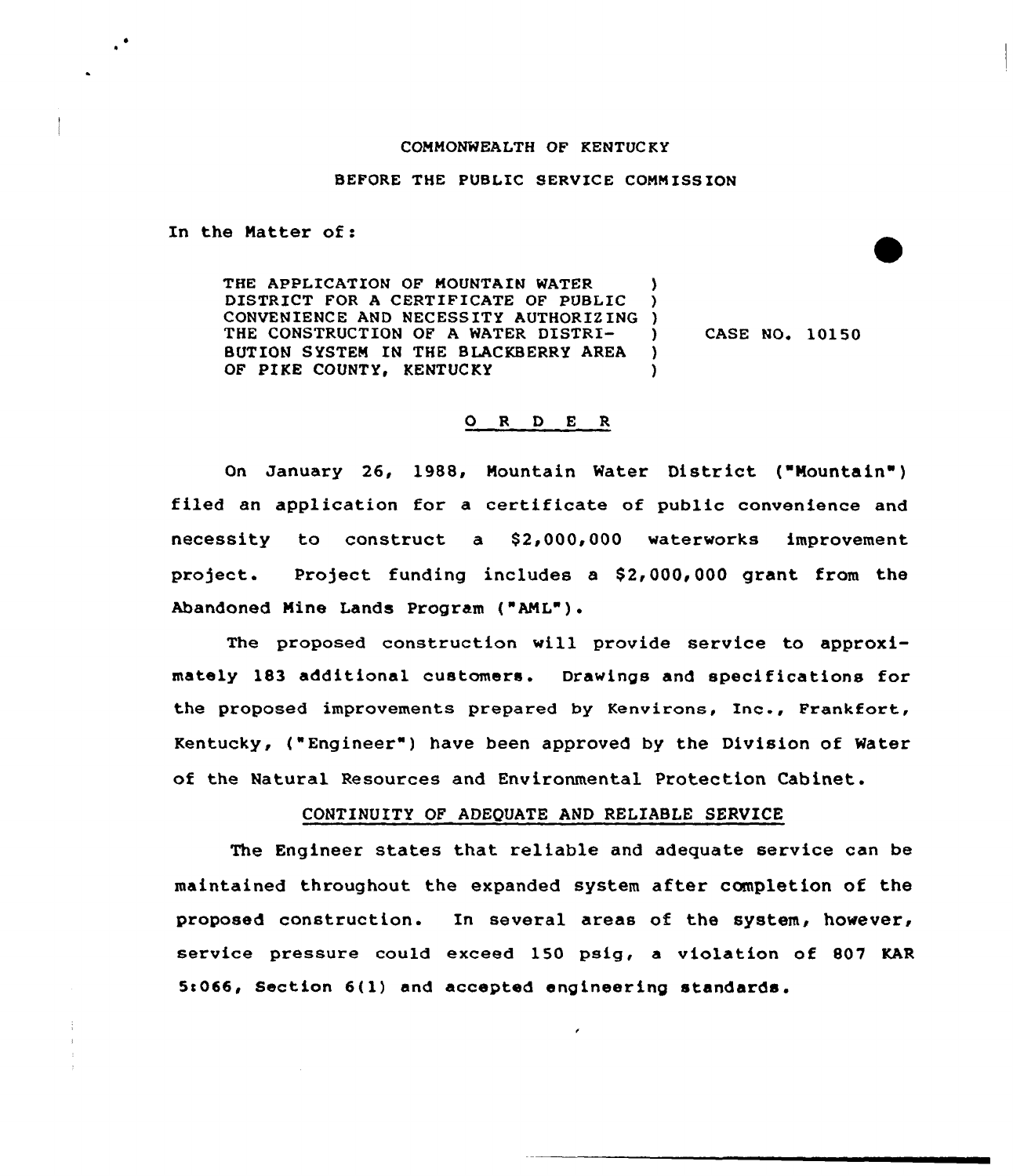COMMONWEALTH OF KENTUCKY

BEFORE THE PUBLIC SERVICE COMMISSION

In the Matter of:

| | | |
|---|---|---|
| THE APPLICATION OF MOUNTAIN WATER DISTRICT FOR A CERTIFICATE OF PUBLIC CONVENIENCE AND NECESSITY AUTHORIZING THE CONSTRUCTION OF A WATER DISTRIBUTION SYSTEM IN THE BLACKBERRY AREA OF PIKE COUNTY, KENTUCKY | ) | CASE NO. 10150 |

## O R D E R

On January 26, 1988, Mountain Water District ("Mountain") filed an application for a certificate of public convenience and necessity to construct a $2,000,000 waterworks improvement project. Project funding includes a $2,000,000 grant from the Abandoned Mine Lands Program ("AML").

The proposed construction will provide service to approximately 183 additional customers. Drawings and specifications for the proposed improvements prepared by Kenvirons, Inc., Frankfort, Kentucky, ("Engineer") have been approved by the Division of Water of the Natural Resources and Environmental Protection Cabinet.

### CONTINUITY OF ADEQUATE AND RELIABLE SERVICE

The Engineer states that reliable and adequate service can be maintained throughout the expanded system after completion of the proposed construction. In several areas of the system, however, service pressure could exceed 150 psig, a violation of 807 KAR 5:066, Section 6(1) and accepted engineering standards.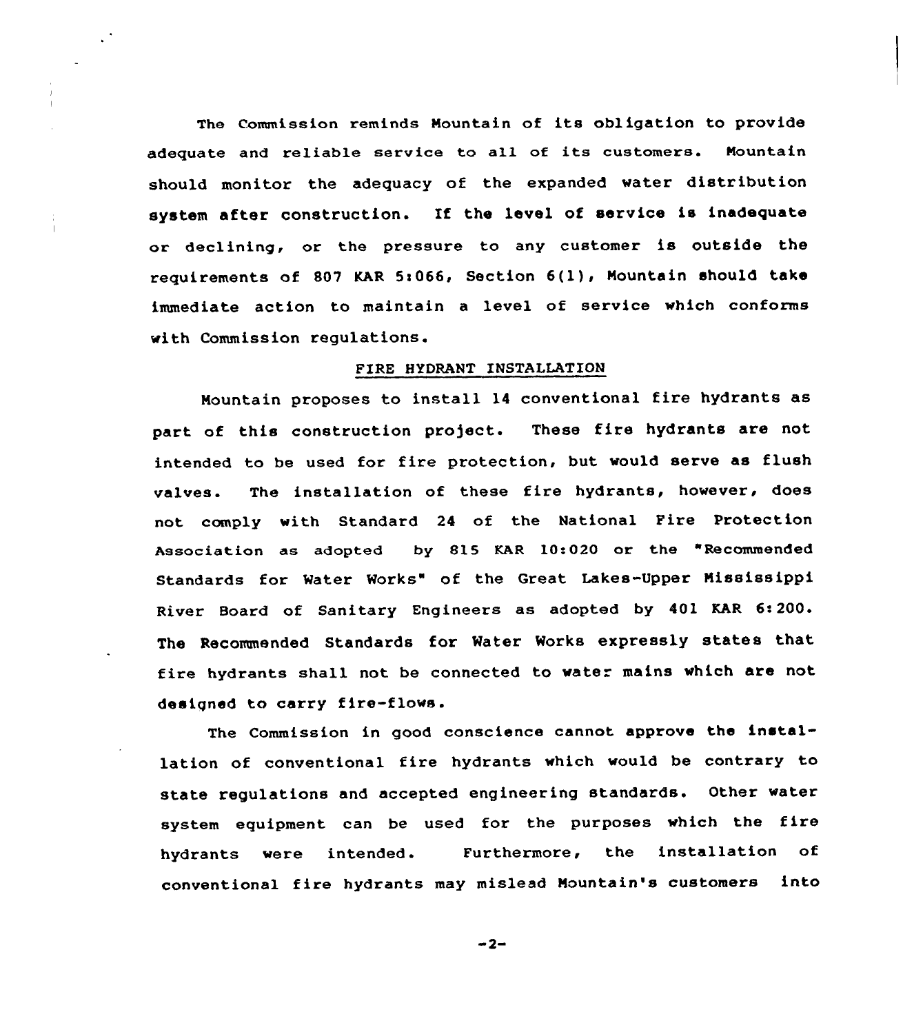The Commission reminds Mountain of its obligation to provide adequate and reliable service to all of its customers. Mountain should monitor the adequacy of the expanded water distribution system after construction. If the level of service is inadequate or declining, or the pressure to any customer is outside the requirements of 807 KAR 5:066, Section 6(1), Mountain should take immediate action to maintain a level of service which conforms with Commission regulations.

## FIRE HYDRANT INSTALLATION

Mountain proposes to install 14 conventional fire hydrants as part of this construction project. These fire hydrants are not intended to be used for fire protection, but would serve as flush valves. The installation of these fire hydrants, however, does not comply with Standard 24 of the National Fire Protection Association as adopted by 815 KAR 10:020 or the "Recommended Standards for Water Works" of the Great Lakes-Upper Mississippi River Board of Sanitary Engineers as adopted by 401 KAR 6:200. The Recommended Standards for Water Works expressly states that fire hydrants shall not be connected to water mains which are not designed to carry fire-flows.

The Commission in good conscience cannot approve the installation of conventional fire hydrants which would be contrary to state regulations and accepted engineering standards. Other water system equipment can be used for the purposes which the fire hydrants were intended. Furthermore, the installation of conventional fire hydrants may mislead Mountain's customers into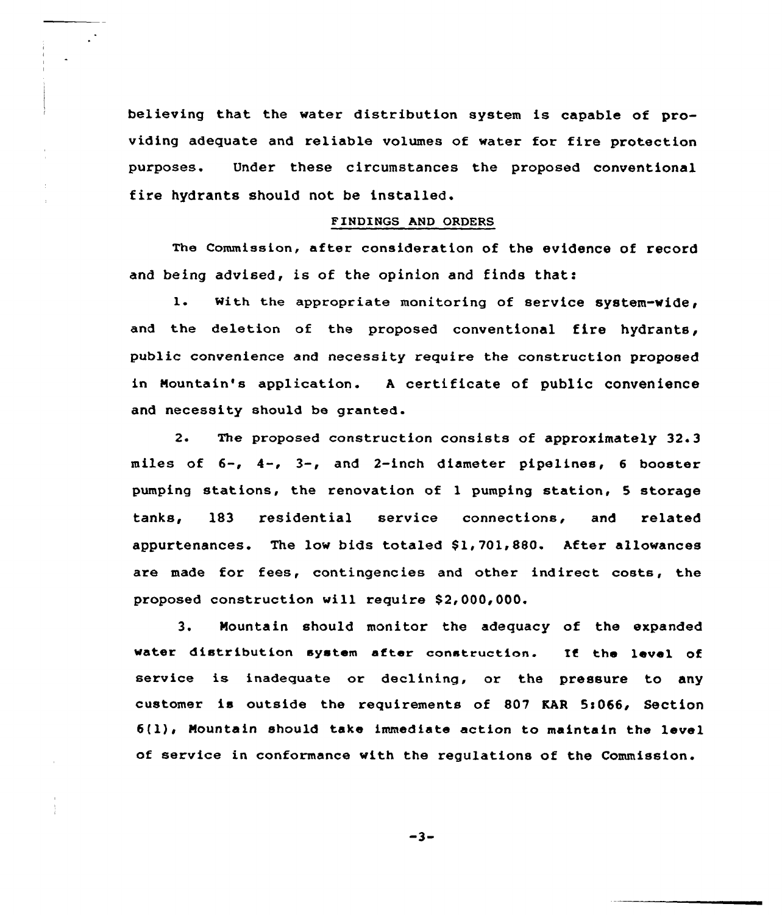believing that the water distribution system is capable of providing adequate and reliable volumes of water for fire protection purposes. Under these circumstances the proposed conventional fire hydrants should not be installed.

## FINDINGS AND ORDERS

The Commission, after consideration of the evidence of record and being advised, is of the opinion and finds that:

1. With the appropriate monitoring of service system-wide, and the deletion of the proposed conventional fire hydrants, public convenience and necessity require the construction proposed in Mountain's application. A certificate of public convenience and necessity should be granted.

2. The proposed construction consists of approximately 32.3 miles of 6-, 4-, 3-, and 2-inch diameter pipelines, 6 booster pumping stations, the renovation of 1 pumping station, 5 storage tanks, 183 residential service connections, and related appurtenances. The low bids totaled $1,701,880. After allowances are made for fees, contingencies and other indirect costs, the proposed construction will require $2,000,000.

3. Mountain should monitor the adequacy of the expanded water distribution system after construction. If the level of service is inadequate or declining, or the pressure to any customer is outside the requirements of 807 KAR 5:066, Section 6(1), Mountain should take immediate action to maintain the level of service in conformance with the regulations of the Commission.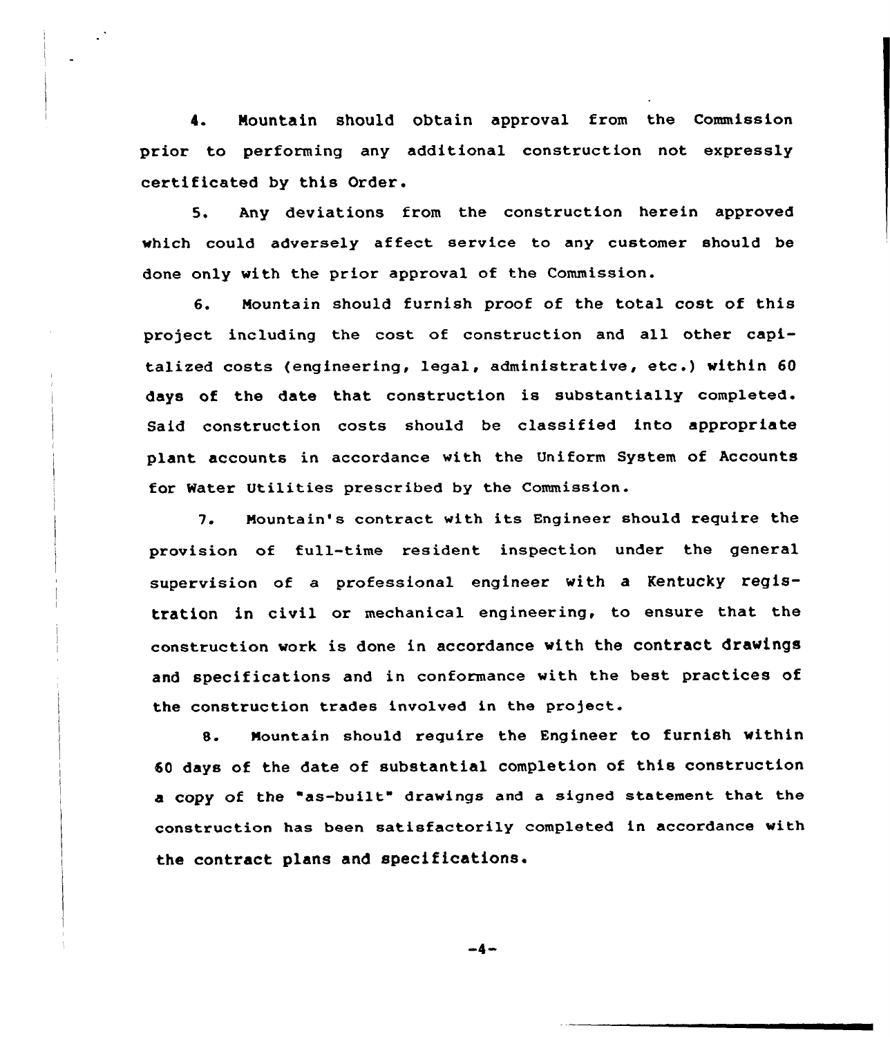4. Mountain should obtain approval from the Commission prior to performing any additional construction not expressly certificated by this Order.

5. Any deviations from the construction herein approved which could adversely affect service to any customer should be done only with the prior approval of the Commission.

6. Mountain should furnish proof of the total cost of this project including the cost of construction and all other capitalized costs (engineering, legal, administrative, etc.) within 60 days of the date that construction is substantially completed. Said construction costs should be classified into appropriate plant accounts in accordance with the Uniform System of Accounts for Water Utilities prescribed by the Commission.

7. Mountain's contract with its Engineer should require the provision of full-time resident inspection under the general supervision of a professional engineer with a Kentucky registration in civil or mechanical engineering, to ensure that the construction work is done in accordance with the contract drawings and specifications and in conformance with the best practices of the construction trades involved in the project.

8. Mountain should require the Engineer to furnish within 60 days of the date of substantial completion of this construction a copy of the "as-built" drawings and a signed statement that the construction has been satisfactorily completed in accordance with the contract plans and specifications.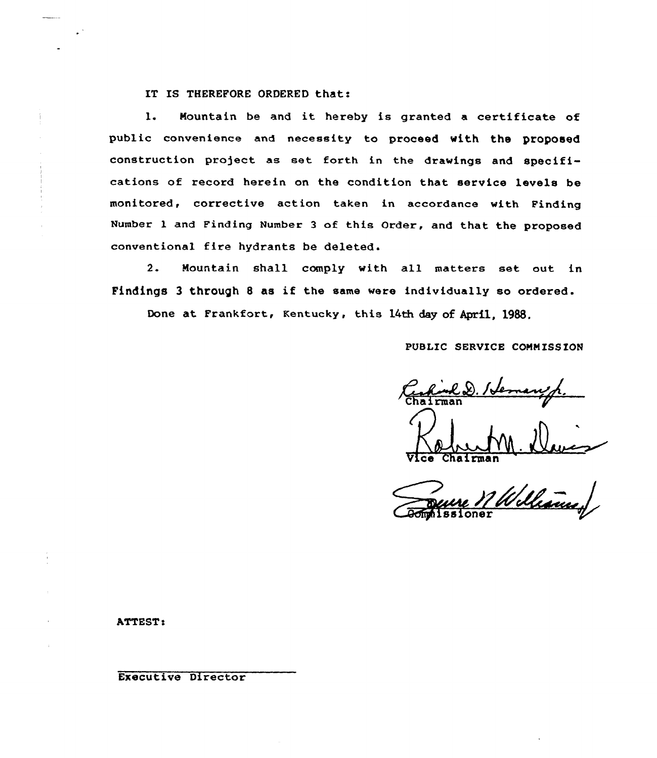IT IS THEREFORE ORDERED that:

1. Mountain be and it hereby is granted a certificate of public convenience and necessity to proceed with the proposed construction project as set forth in the drawings and specifications of record herein on the condition that service levels be monitored, corrective action taken in accordance with Finding Number 1 and Finding Number 3 of this Order, and that the proposed conventional fire hydrants be deleted.

2. Mountain shall comply with all matters set out in Findings 3 through 8 as if the same were individually so ordered.

Done at Frankfort, Kentucky, this 14th day of April, 1988.

PUBLIC SERVICE COMMISSION

Chairman

Vice Chairman

Commissioner

ATTEST:

Executive Director